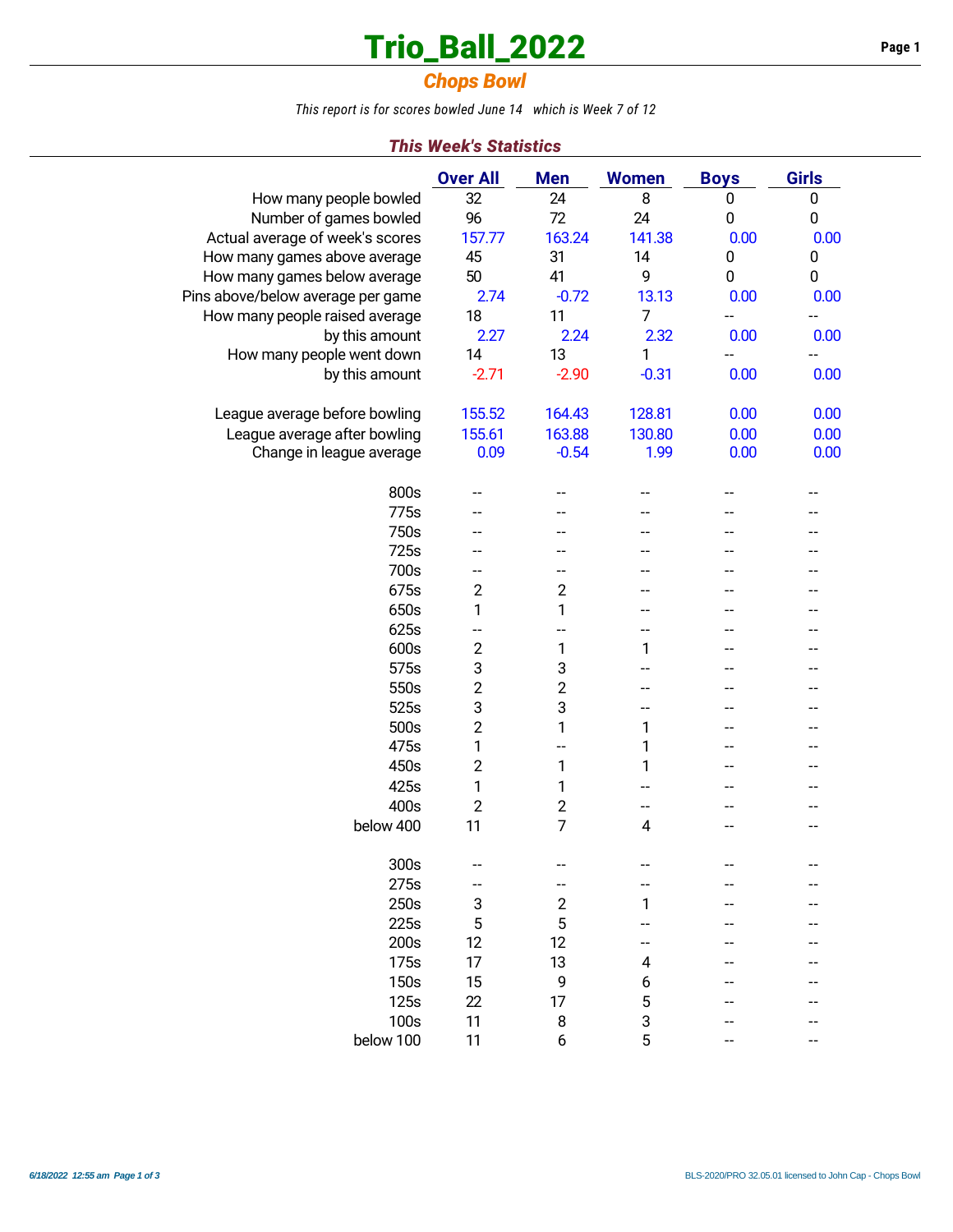# Trio_Ball_2022

## *Chops Bowl*

*This report is for scores bowled June 14 which is Week 7 of 12*

### *This Week's Statistics*

| | Over All | Men | Women | Boys | Girls |
|---|---|---|---|---|---|
| How many people bowled | 32 | 24 | 8 | 0 | 0 |
| Number of games bowled | 96 | 72 | 24 | 0 | 0 |
| Actual average of week's scores | 157.77 | 163.24 | 141.38 | 0.00 | 0.00 |
| How many games above average | 45 | 31 | 14 | 0 | 0 |
| How many games below average | 50 | 41 | 9 | 0 | 0 |
| Pins above/below average per game | 2.74 | -0.72 | 13.13 | 0.00 | 0.00 |
| How many people raised average | 18 | 11 | 7 | -- | -- |
| by this amount | 2.27 | 2.24 | 2.32 | 0.00 | 0.00 |
| How many people went down | 14 | 13 | 1 | -- | -- |
| by this amount | -2.71 | -2.90 | -0.31 | 0.00 | 0.00 |
| | | | | | |
| League average before bowling | 155.52 | 164.43 | 128.81 | 0.00 | 0.00 |
| League average after bowling | 155.61 | 163.88 | 130.80 | 0.00 | 0.00 |
| Change in league average | 0.09 | -0.54 | 1.99 | 0.00 | 0.00 |
| | | | | | |
| 800s | -- | -- | -- | -- | -- |
| 775s | -- | -- | -- | -- | -- |
| 750s | -- | -- | -- | -- | -- |
| 725s | -- | -- | -- | -- | -- |
| 700s | -- | -- | -- | -- | -- |
| 675s | 2 | 2 | -- | -- | -- |
| 650s | 1 | 1 | -- | -- | -- |
| 625s | -- | -- | -- | -- | -- |
| 600s | 2 | 1 | 1 | -- | -- |
| 575s | 3 | 3 | -- | -- | -- |
| 550s | 2 | 2 | -- | -- | -- |
| 525s | 3 | 3 | -- | -- | -- |
| 500s | 2 | 1 | 1 | -- | -- |
| 475s | 1 | -- | 1 | -- | -- |
| 450s | 2 | 1 | 1 | -- | -- |
| 425s | 1 | 1 | -- | -- | -- |
| 400s | 2 | 2 | -- | -- | -- |
| below 400 | 11 | 7 | 4 | -- | -- |
| | | | | | |
| 300s | -- | -- | -- | -- | -- |
| 275s | -- | -- | -- | -- | -- |
| 250s | 3 | 2 | 1 | -- | -- |
| 225s | 5 | 5 | -- | -- | -- |
| 200s | 12 | 12 | -- | -- | -- |
| 175s | 17 | 13 | 4 | -- | -- |
| 150s | 15 | 9 | 6 | -- | -- |
| 125s | 22 | 17 | 5 | -- | -- |
| 100s | 11 | 8 | 3 | -- | -- |
| below 100 | 11 | 6 | 5 | -- | -- |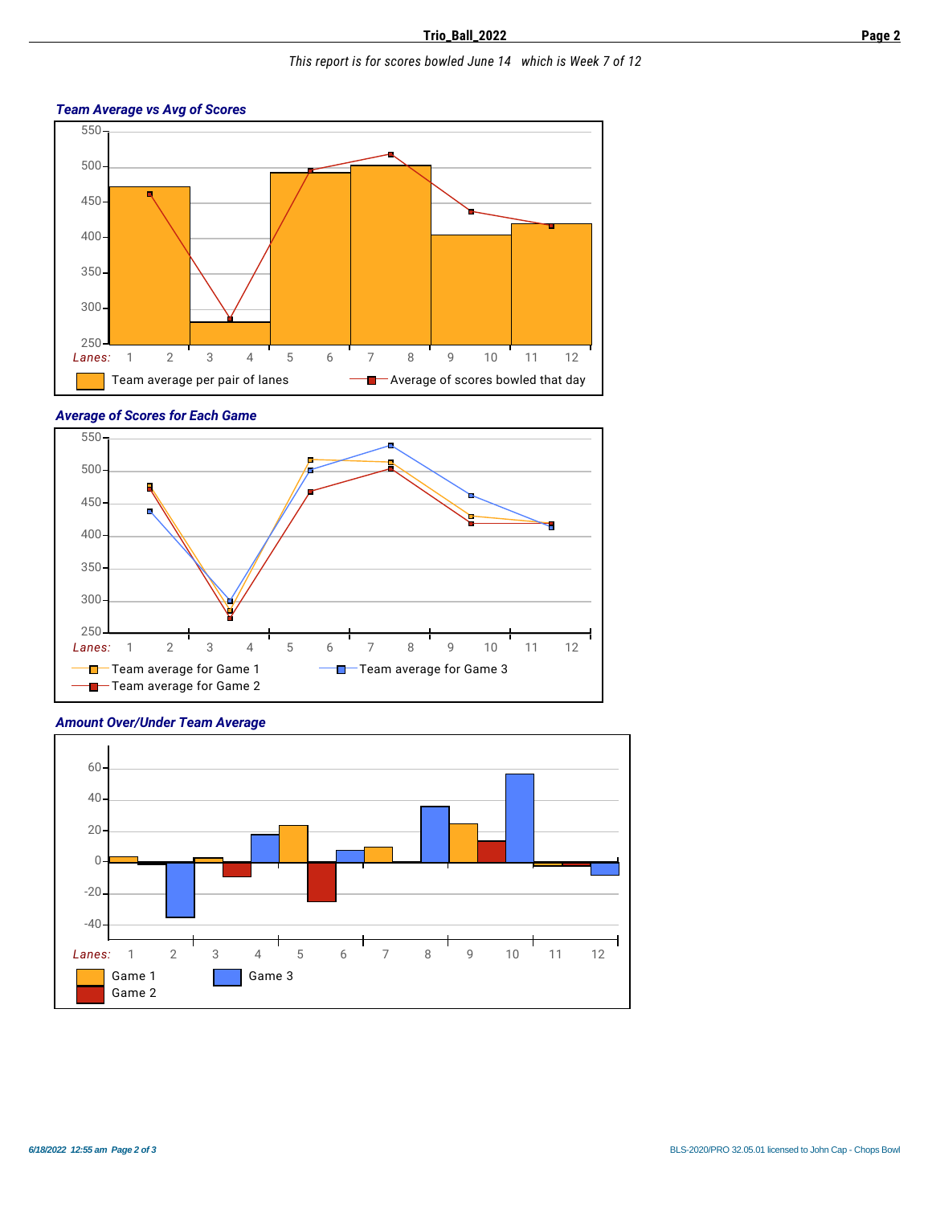This report is for scores bowled June 14 which is Week 7 of 12

### Team Average vs Avg of Scores

Lanes: 1 2 3 4 5 6 7 8 9 10 11 12

Team average per pair of lanes — Average of scores bowled that day

### Average of Scores for Each Game

Lanes: 1 2 3 4 5 6 7 8 9 10 11 12

Team average for Game 1 — Team average for Game 3 — Team average for Game 2

### Amount Over/Under Team Average

Lanes: 1 2 3 4 5 6 7 8 9 10 11 12

Game 1 — Game 3 — Game 2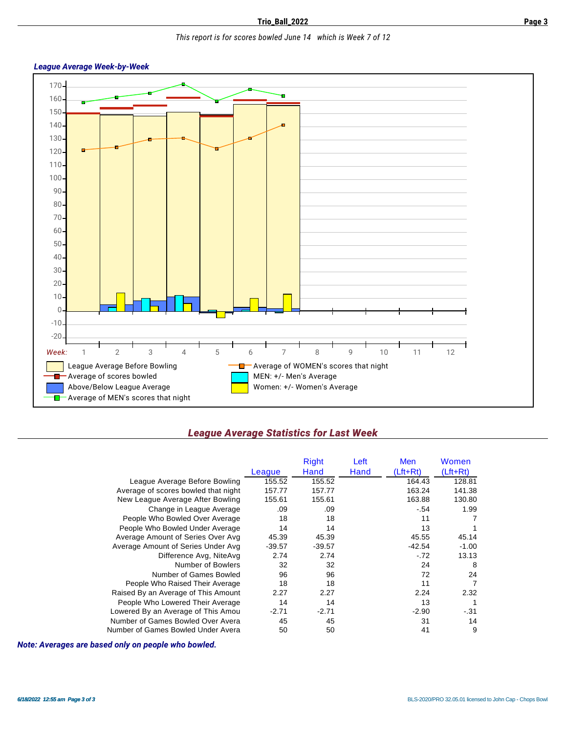*This report is for scores bowled June 14 which is Week 7 of 12*

***League Average Week-by-Week***

170
160
150
140
130
120
110
100
90
80
70
60
50
40
30
20
10
0
-10
-20

Week: 1 2 3 4 5 6 7 8 9 10 11 12

League Average Before Bowling
Average of scores bowled
Above/Below League Average
Average of MEN's scores that night
Average of WOMEN's scores that night
MEN: +/- Men's Average
Women: +/- Women's Average

## *League Average Statistics for Last Week*

| | League | Right Hand | Left Hand | Men (Lft+Rt) | Women (Lft+Rt) |
|---|---|---|---|---|---|
| League Average Before Bowling | 155.52 | 155.52 | | 164.43 | 128.81 |
| Average of scores bowled that night | 157.77 | 157.77 | | 163.24 | 141.38 |
| New League Average After Bowling | 155.61 | 155.61 | | 163.88 | 130.80 |
| Change in League Average | .09 | .09 | | -.54 | 1.99 |
| People Who Bowled Over Average | 18 | 18 | | 11 | 7 |
| People Who Bowled Under Average | 14 | 14 | | 13 | 1 |
| Average Amount of Series Over Avg | 45.39 | 45.39 | | 45.55 | 45.14 |
| Average Amount of Series Under Avg | -39.57 | -39.57 | | -42.54 | -1.00 |
| Difference Avg, NiteAvg | 2.74 | 2.74 | | -.72 | 13.13 |
| Number of Bowlers | 32 | 32 | | 24 | 8 |
| Number of Games Bowled | 96 | 96 | | 72 | 24 |
| People Who Raised Their Average | 18 | 18 | | 11 | 7 |
| Raised By an Average of This Amount | 2.27 | 2.27 | | 2.24 | 2.32 |
| People Who Lowered Their Average | 14 | 14 | | 13 | 1 |
| Lowered By an Average of This Amou | -2.71 | -2.71 | | -2.90 | -.31 |
| Number of Games Bowled Over Avera | 45 | 45 | | 31 | 14 |
| Number of Games Bowled Under Avera | 50 | 50 | | 41 | 9 |

***Note: Averages are based only on people who bowled.***